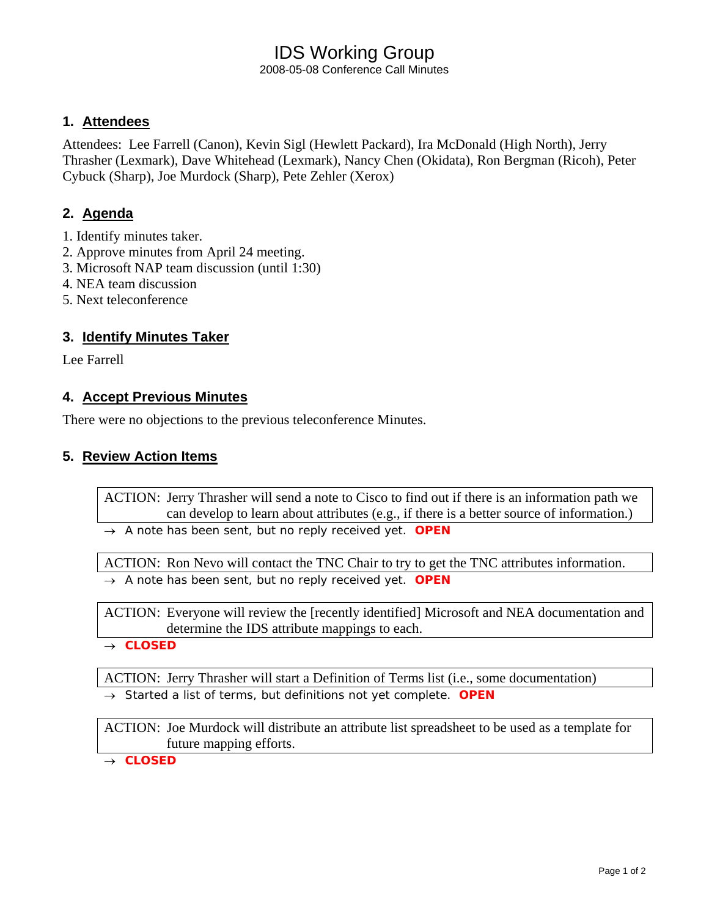# IDS Working Group

2008-05-08 Conference Call Minutes

## 1. Attendees

Attendees: Lee Farrell (Canon), Kevin Sigl (Hewlett Packard), Ira McDonald (High North), Jerry Thrasher (Lexmark), Dave Whitehead (Lexmark), Nancy Chen (Okidata), Ron Bergman (Ricoh), Peter Cybuck (Sharp), Joe Murdock (Sharp), Pete Zehler (Xerox)

## 2. Agenda

1. Identify minutes taker.
2. Approve minutes from April 24 meeting.
3. Microsoft NAP team discussion (until 1:30)
4. NEA team discussion
5. Next teleconference

## 3. Identify Minutes Taker

Lee Farrell

## 4. Accept Previous Minutes

There were no objections to the previous teleconference Minutes.

## 5. Review Action Items

ACTION: Jerry Thrasher will send a note to Cisco to find out if there is an information path we can develop to learn about attributes (e.g., if there is a better source of information.)

→ A note has been sent, but no reply received yet. **OPEN**

ACTION: Ron Nevo will contact the TNC Chair to try to get the TNC attributes information.

→ A note has been sent, but no reply received yet. **OPEN**

ACTION: Everyone will review the [recently identified] Microsoft and NEA documentation and determine the IDS attribute mappings to each.

→ **CLOSED**

ACTION: Jerry Thrasher will start a Definition of Terms list (i.e., some documentation)

→ Started a list of terms, but definitions not yet complete. **OPEN**

ACTION: Joe Murdock will distribute an attribute list spreadsheet to be used as a template for future mapping efforts.

→ **CLOSED**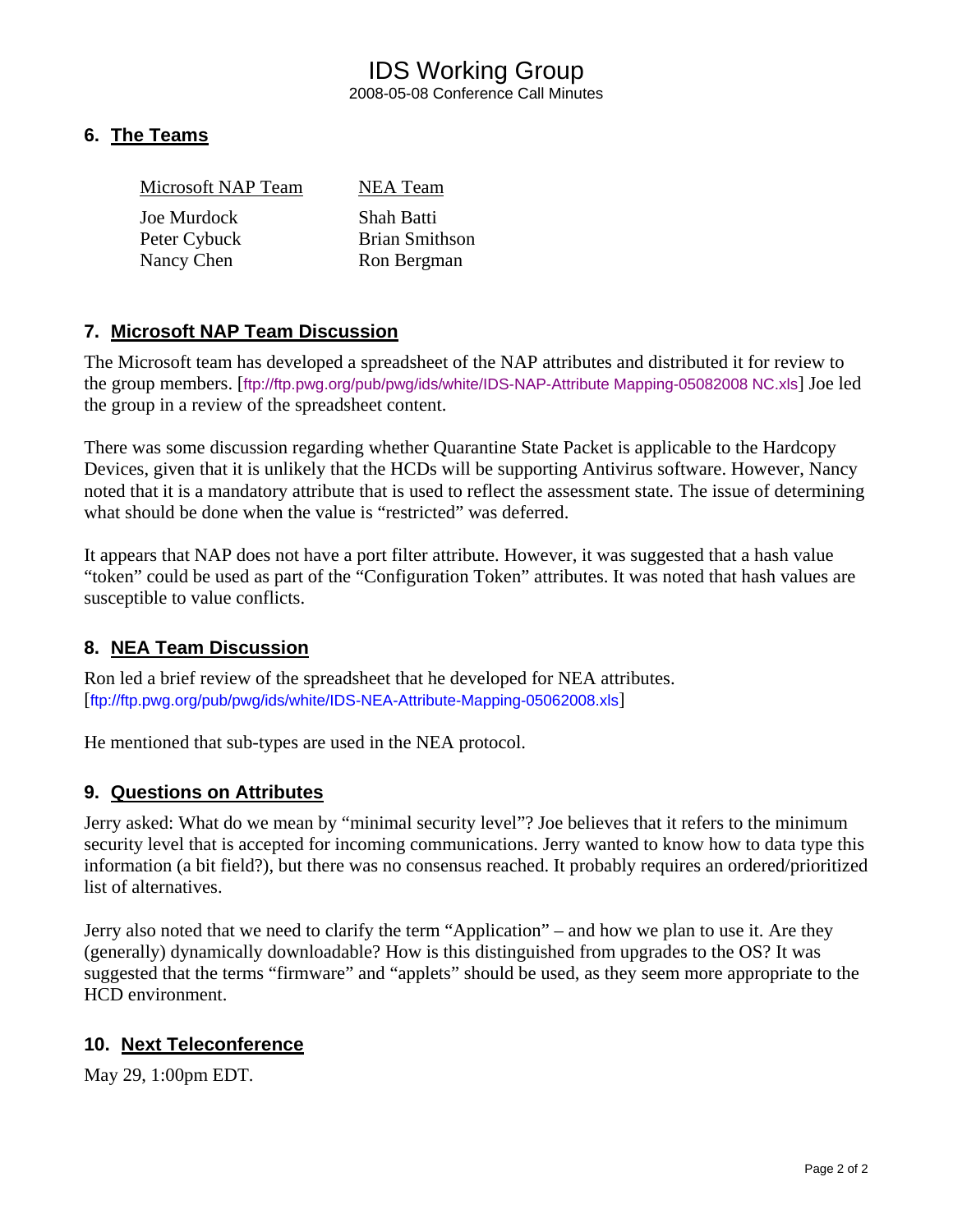# IDS Working Group

2008-05-08 Conference Call Minutes

## 6. The Teams

| Microsoft NAP Team | NEA Team |
|---|---|
| Joe Murdock | Shah Batti |
| Peter Cybuck | Brian Smithson |
| Nancy Chen | Ron Bergman |

## 7. Microsoft NAP Team Discussion

The Microsoft team has developed a spreadsheet of the NAP attributes and distributed it for review to the group members. [ftp://ftp.pwg.org/pub/pwg/ids/white/IDS-NAP-Attribute Mapping-05082008 NC.xls] Joe led the group in a review of the spreadsheet content.

There was some discussion regarding whether Quarantine State Packet is applicable to the Hardcopy Devices, given that it is unlikely that the HCDs will be supporting Antivirus software. However, Nancy noted that it is a mandatory attribute that is used to reflect the assessment state. The issue of determining what should be done when the value is "restricted" was deferred.

It appears that NAP does not have a port filter attribute. However, it was suggested that a hash value "token" could be used as part of the "Configuration Token" attributes. It was noted that hash values are susceptible to value conflicts.

## 8. NEA Team Discussion

Ron led a brief review of the spreadsheet that he developed for NEA attributes. [ftp://ftp.pwg.org/pub/pwg/ids/white/IDS-NEA-Attribute-Mapping-05062008.xls]

He mentioned that sub-types are used in the NEA protocol.

## 9. Questions on Attributes

Jerry asked: What do we mean by "minimal security level"? Joe believes that it refers to the minimum security level that is accepted for incoming communications. Jerry wanted to know how to data type this information (a bit field?), but there was no consensus reached. It probably requires an ordered/prioritized list of alternatives.

Jerry also noted that we need to clarify the term "Application" – and how we plan to use it. Are they (generally) dynamically downloadable? How is this distinguished from upgrades to the OS? It was suggested that the terms "firmware" and "applets" should be used, as they seem more appropriate to the HCD environment.

## 10. Next Teleconference

May 29, 1:00pm EDT.